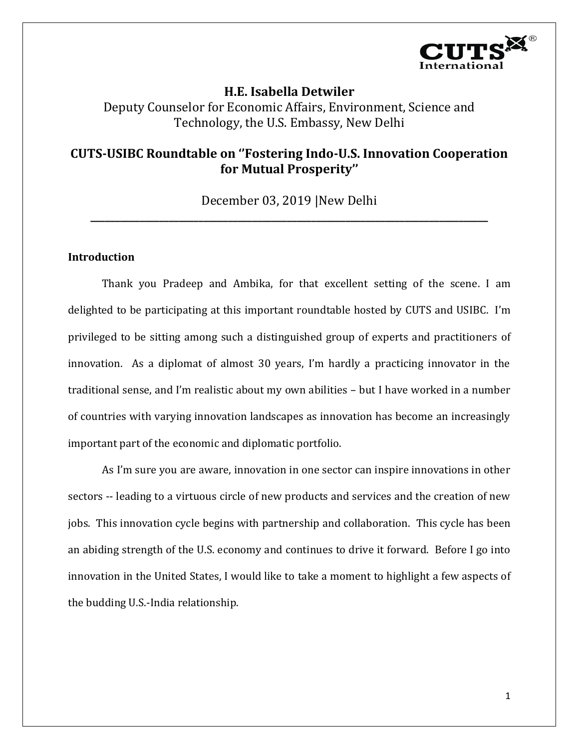**H.E. Isabella Detwiler**

Deputy Counselor for Economic Affairs, Environment, Science and Technology, the U.S. Embassy, New Delhi

**CUTS-USIBC Roundtable on ''Fostering Indo-U.S. Innovation Cooperation for Mutual Prosperity''**

December 03, 2019 |New Delhi

---

### Introduction

Thank you Pradeep and Ambika, for that excellent setting of the scene. I am delighted to be participating at this important roundtable hosted by CUTS and USIBC. I'm privileged to be sitting among such a distinguished group of experts and practitioners of innovation. As a diplomat of almost 30 years, I'm hardly a practicing innovator in the traditional sense, and I'm realistic about my own abilities – but I have worked in a number of countries with varying innovation landscapes as innovation has become an increasingly important part of the economic and diplomatic portfolio.

As I'm sure you are aware, innovation in one sector can inspire innovations in other sectors -- leading to a virtuous circle of new products and services and the creation of new jobs. This innovation cycle begins with partnership and collaboration. This cycle has been an abiding strength of the U.S. economy and continues to drive it forward. Before I go into innovation in the United States, I would like to take a moment to highlight a few aspects of the budding U.S.-India relationship.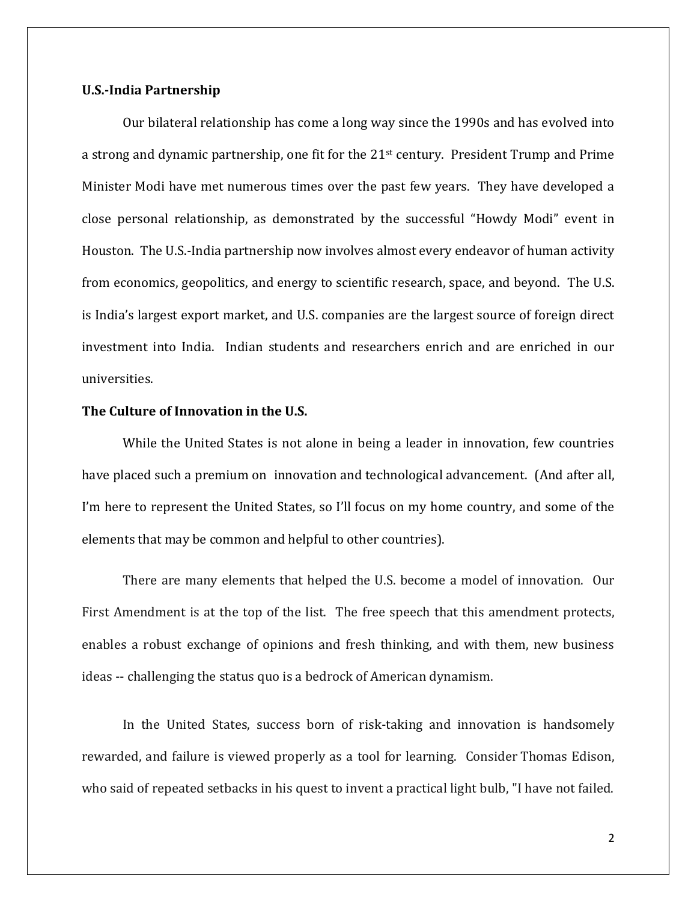**U.S.-India Partnership**

Our bilateral relationship has come a long way since the 1990s and has evolved into a strong and dynamic partnership, one fit for the 21st century. President Trump and Prime Minister Modi have met numerous times over the past few years. They have developed a close personal relationship, as demonstrated by the successful "Howdy Modi" event in Houston. The U.S.-India partnership now involves almost every endeavor of human activity from economics, geopolitics, and energy to scientific research, space, and beyond. The U.S. is India's largest export market, and U.S. companies are the largest source of foreign direct investment into India. Indian students and researchers enrich and are enriched in our universities.

**The Culture of Innovation in the U.S.**

While the United States is not alone in being a leader in innovation, few countries have placed such a premium on innovation and technological advancement. (And after all, I'm here to represent the United States, so I'll focus on my home country, and some of the elements that may be common and helpful to other countries).

There are many elements that helped the U.S. become a model of innovation. Our First Amendment is at the top of the list. The free speech that this amendment protects, enables a robust exchange of opinions and fresh thinking, and with them, new business ideas -- challenging the status quo is a bedrock of American dynamism.

In the United States, success born of risk-taking and innovation is handsomely rewarded, and failure is viewed properly as a tool for learning. Consider Thomas Edison, who said of repeated setbacks in his quest to invent a practical light bulb, "I have not failed.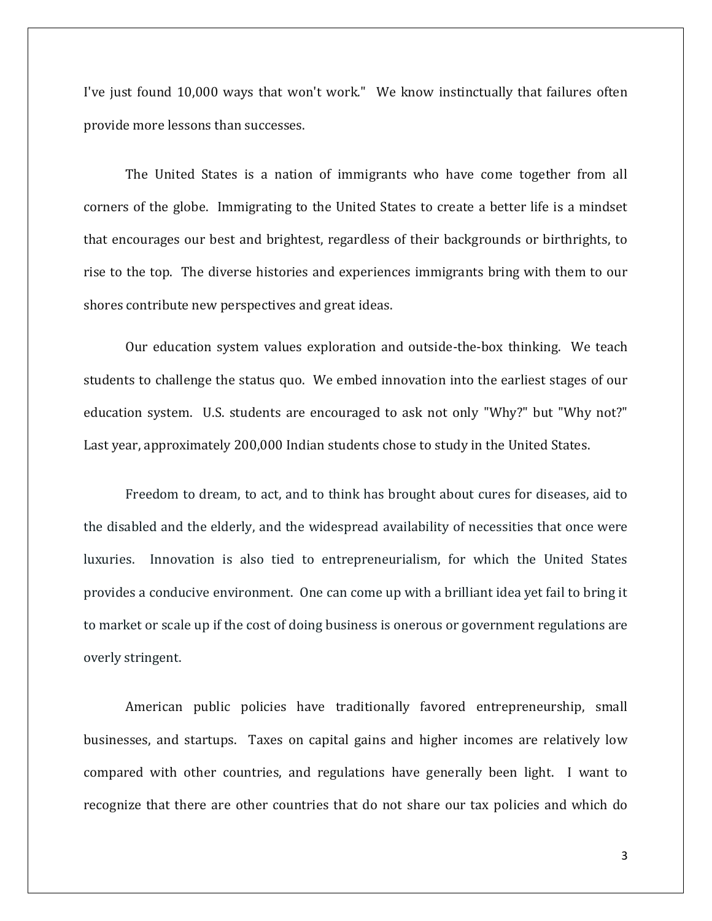I've just found 10,000 ways that won't work." We know instinctually that failures often provide more lessons than successes.

The United States is a nation of immigrants who have come together from all corners of the globe. Immigrating to the United States to create a better life is a mindset that encourages our best and brightest, regardless of their backgrounds or birthrights, to rise to the top. The diverse histories and experiences immigrants bring with them to our shores contribute new perspectives and great ideas.

Our education system values exploration and outside-the-box thinking. We teach students to challenge the status quo. We embed innovation into the earliest stages of our education system. U.S. students are encouraged to ask not only "Why?" but "Why not?" Last year, approximately 200,000 Indian students chose to study in the United States.

Freedom to dream, to act, and to think has brought about cures for diseases, aid to the disabled and the elderly, and the widespread availability of necessities that once were luxuries. Innovation is also tied to entrepreneurialism, for which the United States provides a conducive environment. One can come up with a brilliant idea yet fail to bring it to market or scale up if the cost of doing business is onerous or government regulations are overly stringent.

American public policies have traditionally favored entrepreneurship, small businesses, and startups. Taxes on capital gains and higher incomes are relatively low compared with other countries, and regulations have generally been light. I want to recognize that there are other countries that do not share our tax policies and which do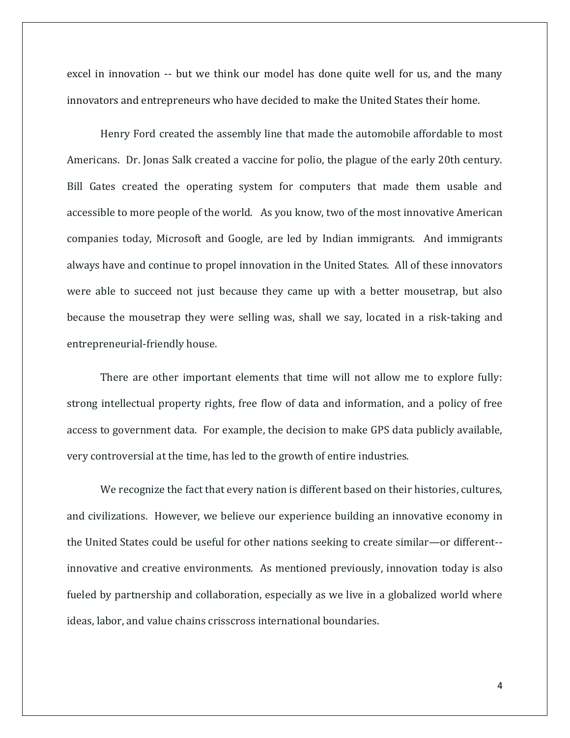excel in innovation -- but we think our model has done quite well for us, and the many innovators and entrepreneurs who have decided to make the United States their home.

Henry Ford created the assembly line that made the automobile affordable to most Americans. Dr. Jonas Salk created a vaccine for polio, the plague of the early 20th century. Bill Gates created the operating system for computers that made them usable and accessible to more people of the world. As you know, two of the most innovative American companies today, Microsoft and Google, are led by Indian immigrants. And immigrants always have and continue to propel innovation in the United States. All of these innovators were able to succeed not just because they came up with a better mousetrap, but also because the mousetrap they were selling was, shall we say, located in a risk-taking and entrepreneurial-friendly house.

There are other important elements that time will not allow me to explore fully: strong intellectual property rights, free flow of data and information, and a policy of free access to government data. For example, the decision to make GPS data publicly available, very controversial at the time, has led to the growth of entire industries.

We recognize the fact that every nation is different based on their histories, cultures, and civilizations. However, we believe our experience building an innovative economy in the United States could be useful for other nations seeking to create similar—or different-- innovative and creative environments. As mentioned previously, innovation today is also fueled by partnership and collaboration, especially as we live in a globalized world where ideas, labor, and value chains crisscross international boundaries.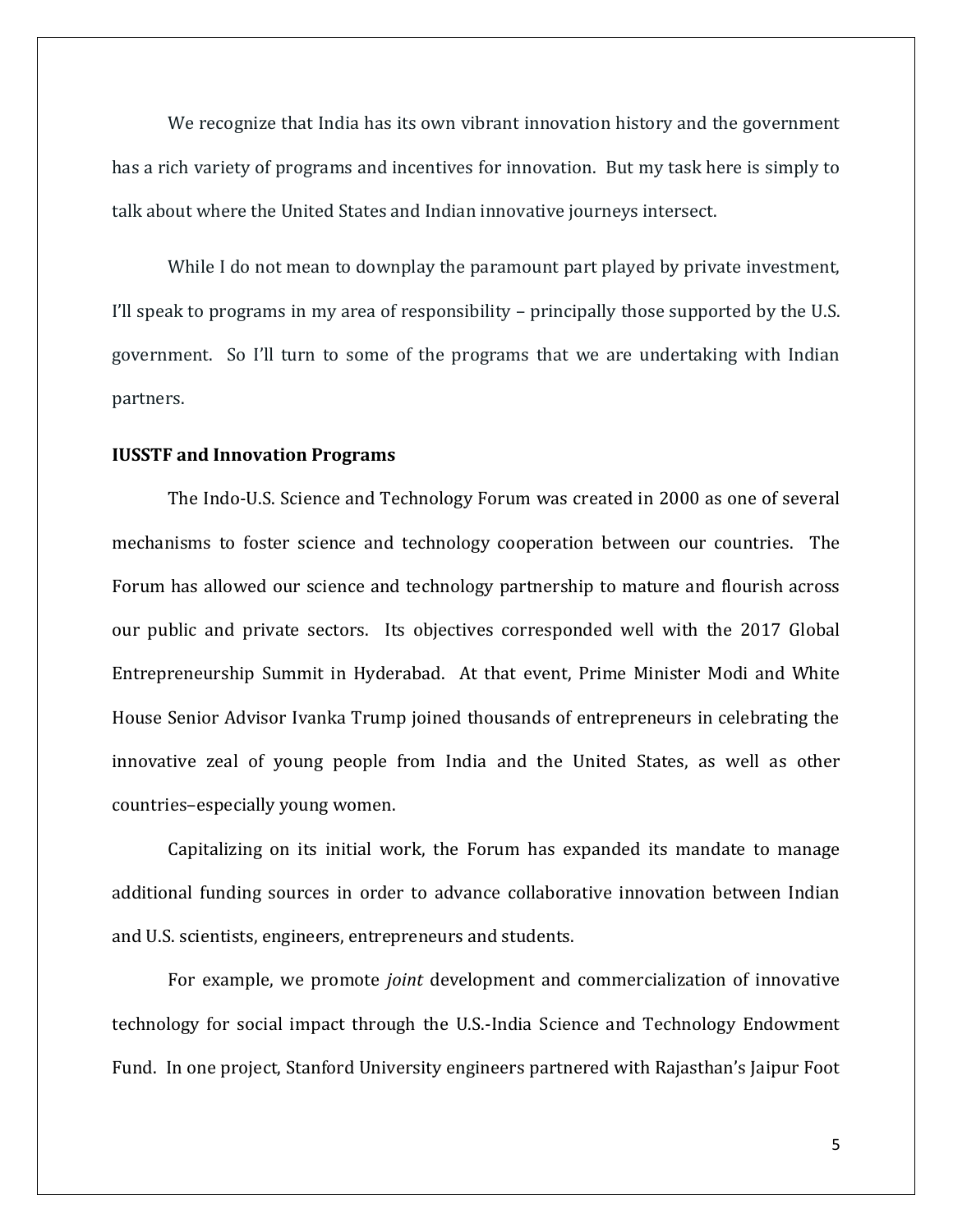We recognize that India has its own vibrant innovation history and the government has a rich variety of programs and incentives for innovation. But my task here is simply to talk about where the United States and Indian innovative journeys intersect.

While I do not mean to downplay the paramount part played by private investment, I'll speak to programs in my area of responsibility – principally those supported by the U.S. government. So I'll turn to some of the programs that we are undertaking with Indian partners.

**IUSSTF and Innovation Programs**

The Indo-U.S. Science and Technology Forum was created in 2000 as one of several mechanisms to foster science and technology cooperation between our countries. The Forum has allowed our science and technology partnership to mature and flourish across our public and private sectors. Its objectives corresponded well with the 2017 Global Entrepreneurship Summit in Hyderabad. At that event, Prime Minister Modi and White House Senior Advisor Ivanka Trump joined thousands of entrepreneurs in celebrating the innovative zeal of young people from India and the United States, as well as other countries–especially young women.

Capitalizing on its initial work, the Forum has expanded its mandate to manage additional funding sources in order to advance collaborative innovation between Indian and U.S. scientists, engineers, entrepreneurs and students.

For example, we promote *joint* development and commercialization of innovative technology for social impact through the U.S.-India Science and Technology Endowment Fund. In one project, Stanford University engineers partnered with Rajasthan's Jaipur Foot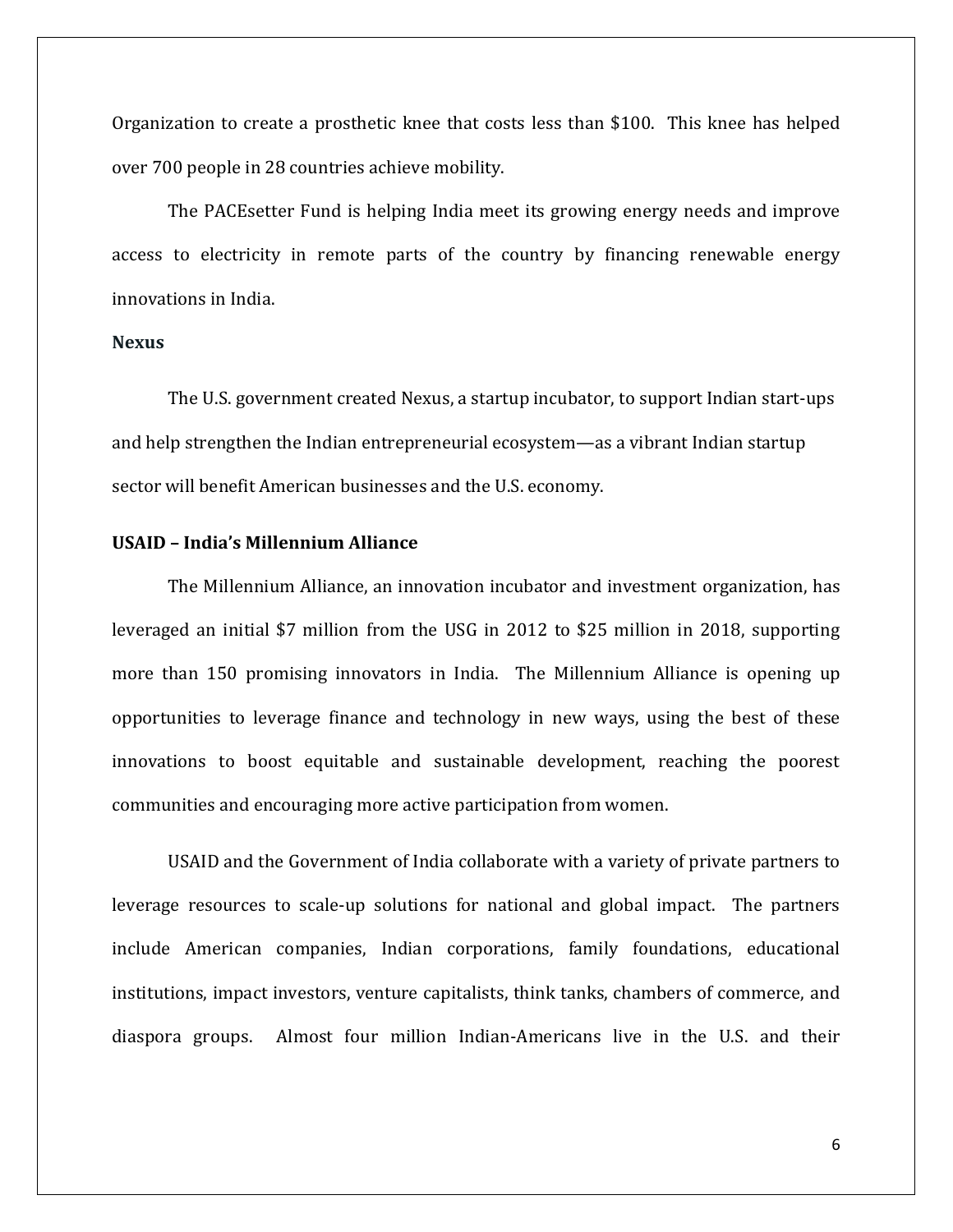Organization to create a prosthetic knee that costs less than $100. This knee has helped over 700 people in 28 countries achieve mobility.

The PACEsetter Fund is helping India meet its growing energy needs and improve access to electricity in remote parts of the country by financing renewable energy innovations in India.

**Nexus**

The U.S. government created Nexus, a startup incubator, to support Indian start-ups and help strengthen the Indian entrepreneurial ecosystem—as a vibrant Indian startup sector will benefit American businesses and the U.S. economy.

**USAID – India's Millennium Alliance**

The Millennium Alliance, an innovation incubator and investment organization, has leveraged an initial $7 million from the USG in 2012 to $25 million in 2018, supporting more than 150 promising innovators in India. The Millennium Alliance is opening up opportunities to leverage finance and technology in new ways, using the best of these innovations to boost equitable and sustainable development, reaching the poorest communities and encouraging more active participation from women.

USAID and the Government of India collaborate with a variety of private partners to leverage resources to scale-up solutions for national and global impact. The partners include American companies, Indian corporations, family foundations, educational institutions, impact investors, venture capitalists, think tanks, chambers of commerce, and diaspora groups. Almost four million Indian-Americans live in the U.S. and their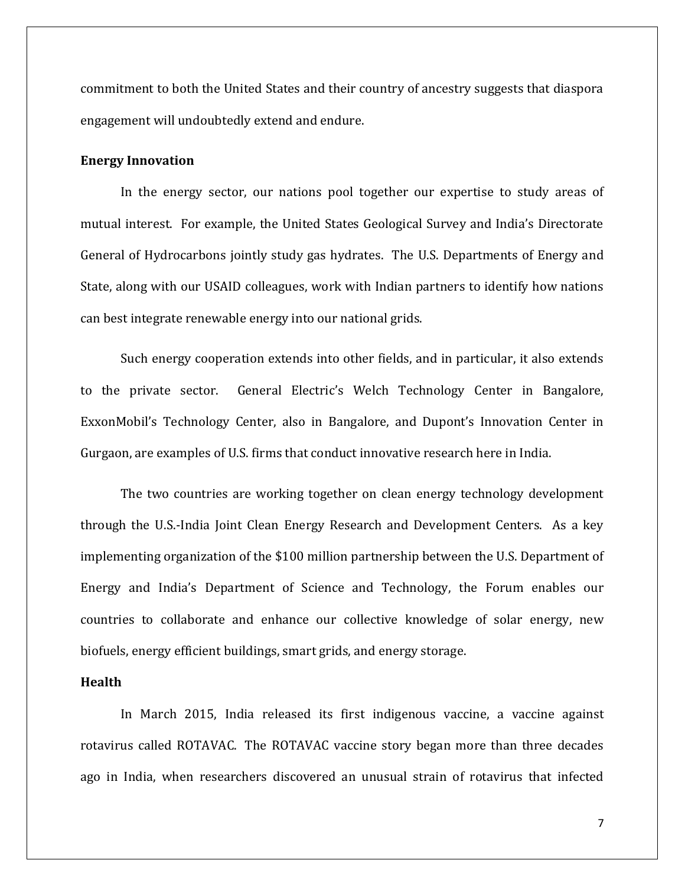commitment to both the United States and their country of ancestry suggests that diaspora engagement will undoubtedly extend and endure.

**Energy Innovation**

In the energy sector, our nations pool together our expertise to study areas of mutual interest. For example, the United States Geological Survey and India's Directorate General of Hydrocarbons jointly study gas hydrates. The U.S. Departments of Energy and State, along with our USAID colleagues, work with Indian partners to identify how nations can best integrate renewable energy into our national grids.

Such energy cooperation extends into other fields, and in particular, it also extends to the private sector. General Electric's Welch Technology Center in Bangalore, ExxonMobil's Technology Center, also in Bangalore, and Dupont's Innovation Center in Gurgaon, are examples of U.S. firms that conduct innovative research here in India.

The two countries are working together on clean energy technology development through the U.S.-India Joint Clean Energy Research and Development Centers. As a key implementing organization of the $100 million partnership between the U.S. Department of Energy and India's Department of Science and Technology, the Forum enables our countries to collaborate and enhance our collective knowledge of solar energy, new biofuels, energy efficient buildings, smart grids, and energy storage.

**Health**

In March 2015, India released its first indigenous vaccine, a vaccine against rotavirus called ROTAVAC. The ROTAVAC vaccine story began more than three decades ago in India, when researchers discovered an unusual strain of rotavirus that infected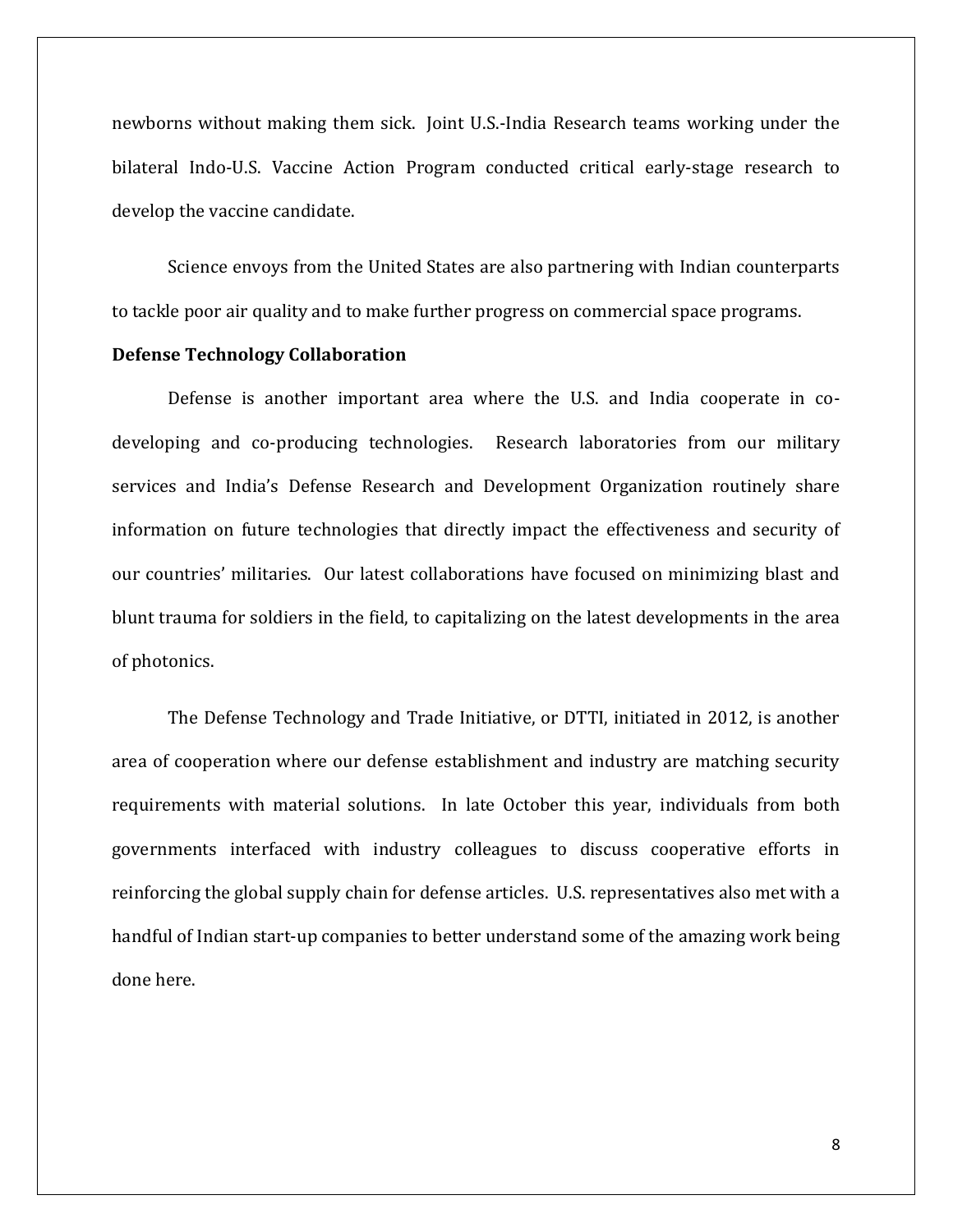newborns without making them sick. Joint U.S.-India Research teams working under the bilateral Indo-U.S. Vaccine Action Program conducted critical early-stage research to develop the vaccine candidate.

Science envoys from the United States are also partnering with Indian counterparts to tackle poor air quality and to make further progress on commercial space programs.

**Defense Technology Collaboration**

Defense is another important area where the U.S. and India cooperate in co-developing and co-producing technologies. Research laboratories from our military services and India's Defense Research and Development Organization routinely share information on future technologies that directly impact the effectiveness and security of our countries' militaries. Our latest collaborations have focused on minimizing blast and blunt trauma for soldiers in the field, to capitalizing on the latest developments in the area of photonics.

The Defense Technology and Trade Initiative, or DTTI, initiated in 2012, is another area of cooperation where our defense establishment and industry are matching security requirements with material solutions. In late October this year, individuals from both governments interfaced with industry colleagues to discuss cooperative efforts in reinforcing the global supply chain for defense articles. U.S. representatives also met with a handful of Indian start-up companies to better understand some of the amazing work being done here.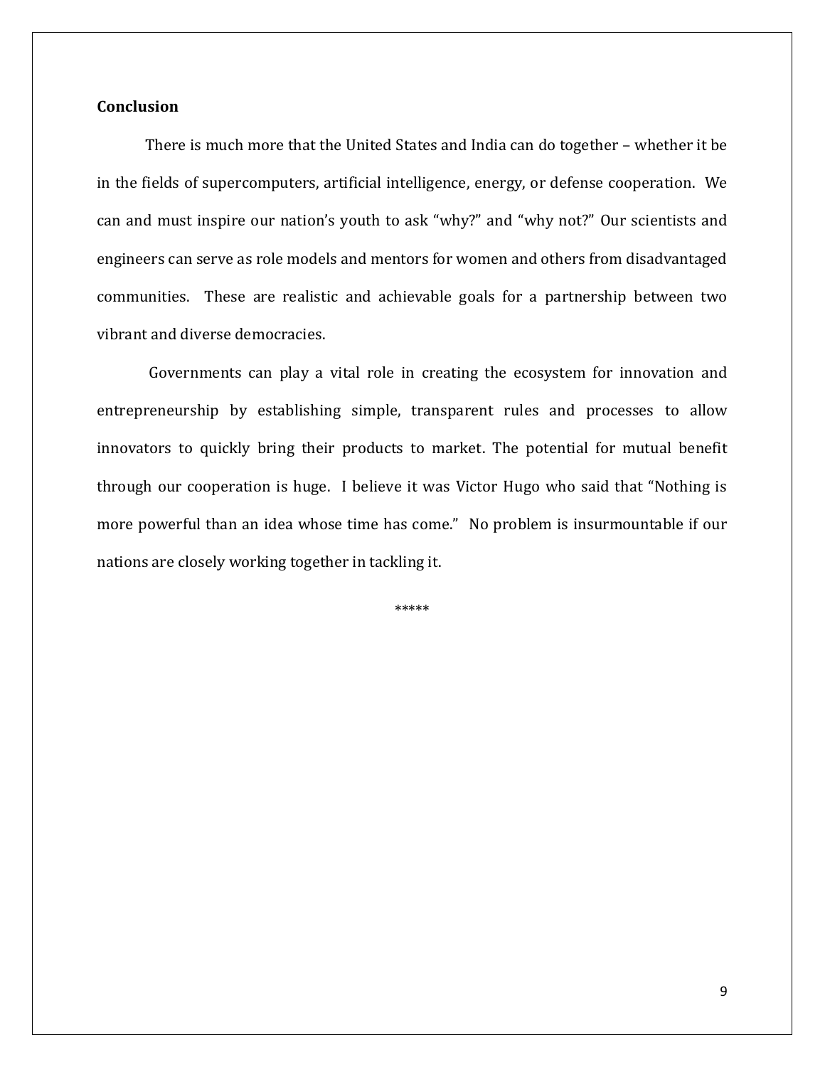**Conclusion**

There is much more that the United States and India can do together – whether it be in the fields of supercomputers, artificial intelligence, energy, or defense cooperation. We can and must inspire our nation's youth to ask "why?" and "why not?" Our scientists and engineers can serve as role models and mentors for women and others from disadvantaged communities. These are realistic and achievable goals for a partnership between two vibrant and diverse democracies.

Governments can play a vital role in creating the ecosystem for innovation and entrepreneurship by establishing simple, transparent rules and processes to allow innovators to quickly bring their products to market. The potential for mutual benefit through our cooperation is huge. I believe it was Victor Hugo who said that "Nothing is more powerful than an idea whose time has come." No problem is insurmountable if our nations are closely working together in tackling it.

*****